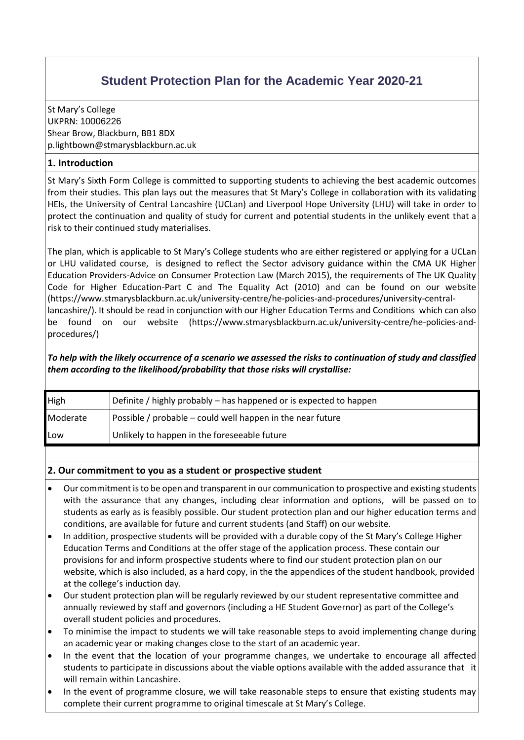# Student Protection Plan for the Academic Year 2020-21

St Mary's College
UKPRN: 10006226
Shear Brow, Blackburn, BB1 8DX
p.lightbown@stmarysblackburn.ac.uk

## 1. Introduction

St Mary's Sixth Form College is committed to supporting students to achieving the best academic outcomes from their studies. This plan lays out the measures that St Mary's College in collaboration with its validating HEIs, the University of Central Lancashire (UCLan) and Liverpool Hope University (LHU) will take in order to protect the continuation and quality of study for current and potential students in the unlikely event that a risk to their continued study materialises.

The plan, which is applicable to St Mary's College students who are either registered or applying for a UCLan or LHU validated course, is designed to reflect the Sector advisory guidance within the CMA UK Higher Education Providers-Advice on Consumer Protection Law (March 2015), the requirements of The UK Quality Code for Higher Education-Part C and The Equality Act (2010) and can be found on our website (https://www.stmarysblackburn.ac.uk/university-centre/he-policies-and-procedures/university-central-lancashire/). It should be read in conjunction with our Higher Education Terms and Conditions which can also be found on our website (https://www.stmarysblackburn.ac.uk/university-centre/he-policies-and-procedures/)

***To help with the likely occurrence of a scenario we assessed the risks to continuation of study and classified them according to the likelihood/probability that those risks will crystallise:***

| | |
|---|---|
| High | Definite / highly probably – has happened or is expected to happen |
| Moderate | Possible / probable – could well happen in the near future |
| Low | Unlikely to happen in the foreseeable future |

## 2. Our commitment to you as a student or prospective student

- Our commitment is to be open and transparent in our communication to prospective and existing students with the assurance that any changes, including clear information and options, will be passed on to students as early as is feasibly possible. Our student protection plan and our higher education terms and conditions, are available for future and current students (and Staff) on our website.
- In addition, prospective students will be provided with a durable copy of the St Mary's College Higher Education Terms and Conditions at the offer stage of the application process. These contain our provisions for and inform prospective students where to find our student protection plan on our website, which is also included, as a hard copy, in the the appendices of the student handbook, provided at the college's induction day.
- Our student protection plan will be regularly reviewed by our student representative committee and annually reviewed by staff and governors (including a HE Student Governor) as part of the College's overall student policies and procedures.
- To minimise the impact to students we will take reasonable steps to avoid implementing change during an academic year or making changes close to the start of an academic year.
- In the event that the location of your programme changes, we undertake to encourage all affected students to participate in discussions about the viable options available with the added assurance that it will remain within Lancashire.
- In the event of programme closure, we will take reasonable steps to ensure that existing students may complete their current programme to original timescale at St Mary's College.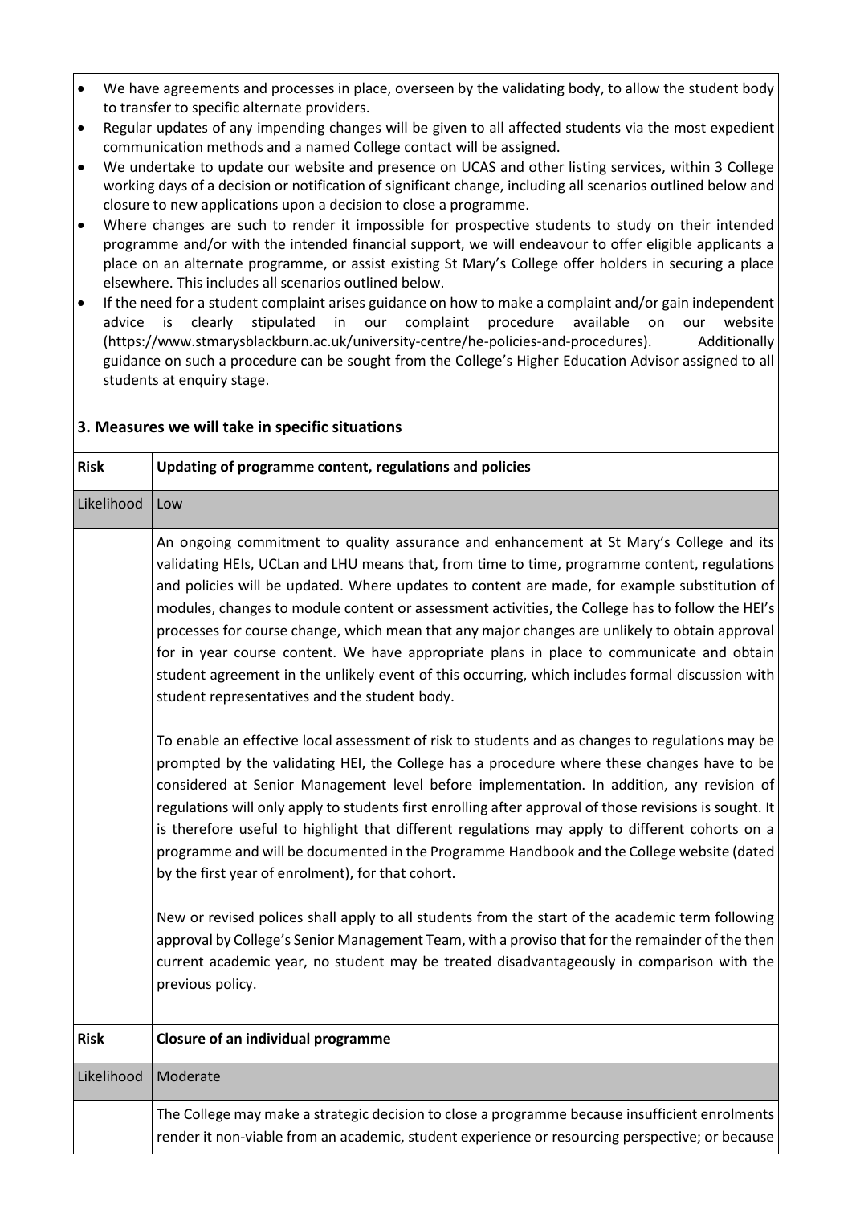- We have agreements and processes in place, overseen by the validating body, to allow the student body to transfer to specific alternate providers.
- Regular updates of any impending changes will be given to all affected students via the most expedient communication methods and a named College contact will be assigned.
- We undertake to update our website and presence on UCAS and other listing services, within 3 College working days of a decision or notification of significant change, including all scenarios outlined below and closure to new applications upon a decision to close a programme.
- Where changes are such to render it impossible for prospective students to study on their intended programme and/or with the intended financial support, we will endeavour to offer eligible applicants a place on an alternate programme, or assist existing St Mary's College offer holders in securing a place elsewhere. This includes all scenarios outlined below.
- If the need for a student complaint arises guidance on how to make a complaint and/or gain independent advice is clearly stipulated in our complaint procedure available on our website (https://www.stmarysblackburn.ac.uk/university-centre/he-policies-and-procedures). Additionally guidance on such a procedure can be sought from the College's Higher Education Advisor assigned to all students at enquiry stage.

## 3. Measures we will take in specific situations

| **Risk** | **Updating of programme content, regulations and policies** |
|---|---|
| Likelihood | Low |
| | An ongoing commitment to quality assurance and enhancement at St Mary's College and its validating HEIs, UCLan and LHU means that, from time to time, programme content, regulations and policies will be updated. Where updates to content are made, for example substitution of modules, changes to module content or assessment activities, the College has to follow the HEI's processes for course change, which mean that any major changes are unlikely to obtain approval for in year course content. We have appropriate plans in place to communicate and obtain student agreement in the unlikely event of this occurring, which includes formal discussion with student representatives and the student body.<br><br>To enable an effective local assessment of risk to students and as changes to regulations may be prompted by the validating HEI, the College has a procedure where these changes have to be considered at Senior Management level before implementation. In addition, any revision of regulations will only apply to students first enrolling after approval of those revisions is sought. It is therefore useful to highlight that different regulations may apply to different cohorts on a programme and will be documented in the Programme Handbook and the College website (dated by the first year of enrolment), for that cohort.<br><br>New or revised polices shall apply to all students from the start of the academic term following approval by College's Senior Management Team, with a proviso that for the remainder of the then current academic year, no student may be treated disadvantageously in comparison with the previous policy. |
| **Risk** | **Closure of an individual programme** |
| Likelihood | Moderate |
| | The College may make a strategic decision to close a programme because insufficient enrolments render it non-viable from an academic, student experience or resourcing perspective; or because |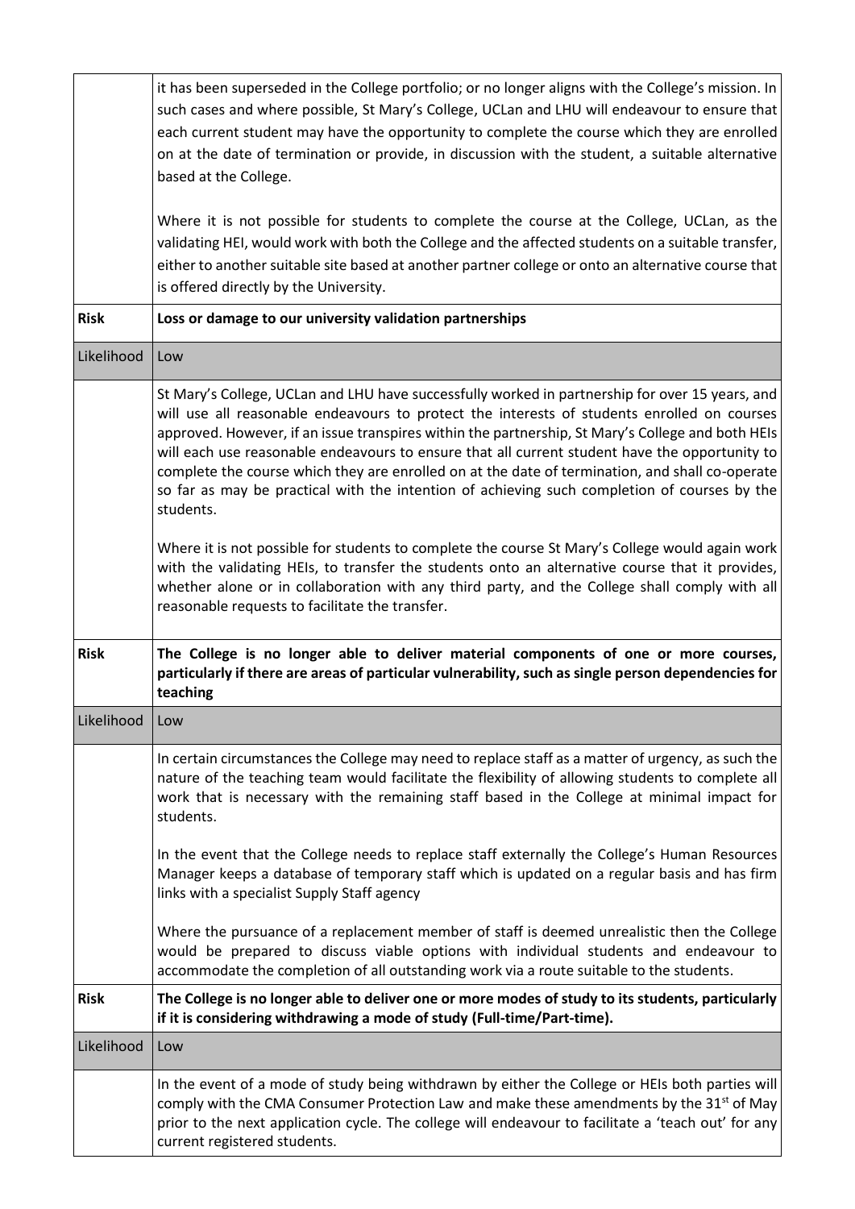| | |
|---|---|
| | it has been superseded in the College portfolio; or no longer aligns with the College's mission. In such cases and where possible, St Mary's College, UCLan and LHU will endeavour to ensure that each current student may have the opportunity to complete the course which they are enrolled on at the date of termination or provide, in discussion with the student, a suitable alternative based at the College.<br><br>Where it is not possible for students to complete the course at the College, UCLan, as the validating HEI, would work with both the College and the affected students on a suitable transfer, either to another suitable site based at another partner college or onto an alternative course that is offered directly by the University. |
| **Risk** | **Loss or damage to our university validation partnerships** |
| Likelihood | Low |
| | St Mary's College, UCLan and LHU have successfully worked in partnership for over 15 years, and will use all reasonable endeavours to protect the interests of students enrolled on courses approved. However, if an issue transpires within the partnership, St Mary's College and both HEIs will each use reasonable endeavours to ensure that all current student have the opportunity to complete the course which they are enrolled on at the date of termination, and shall co-operate so far as may be practical with the intention of achieving such completion of courses by the students.<br><br>Where it is not possible for students to complete the course St Mary's College would again work with the validating HEIs, to transfer the students onto an alternative course that it provides, whether alone or in collaboration with any third party, and the College shall comply with all reasonable requests to facilitate the transfer. |
| **Risk** | **The College is no longer able to deliver material components of one or more courses, particularly if there are areas of particular vulnerability, such as single person dependencies for teaching** |
| Likelihood | Low |
| | In certain circumstances the College may need to replace staff as a matter of urgency, as such the nature of the teaching team would facilitate the flexibility of allowing students to complete all work that is necessary with the remaining staff based in the College at minimal impact for students.<br><br>In the event that the College needs to replace staff externally the College's Human Resources Manager keeps a database of temporary staff which is updated on a regular basis and has firm links with a specialist Supply Staff agency<br><br>Where the pursuance of a replacement member of staff is deemed unrealistic then the College would be prepared to discuss viable options with individual students and endeavour to accommodate the completion of all outstanding work via a route suitable to the students. |
| **Risk** | **The College is no longer able to deliver one or more modes of study to its students, particularly if it is considering withdrawing a mode of study (Full-time/Part-time).** |
| Likelihood | Low |
| | In the event of a mode of study being withdrawn by either the College or HEIs both parties will comply with the CMA Consumer Protection Law and make these amendments by the 31st of May prior to the next application cycle. The college will endeavour to facilitate a 'teach out' for any current registered students. |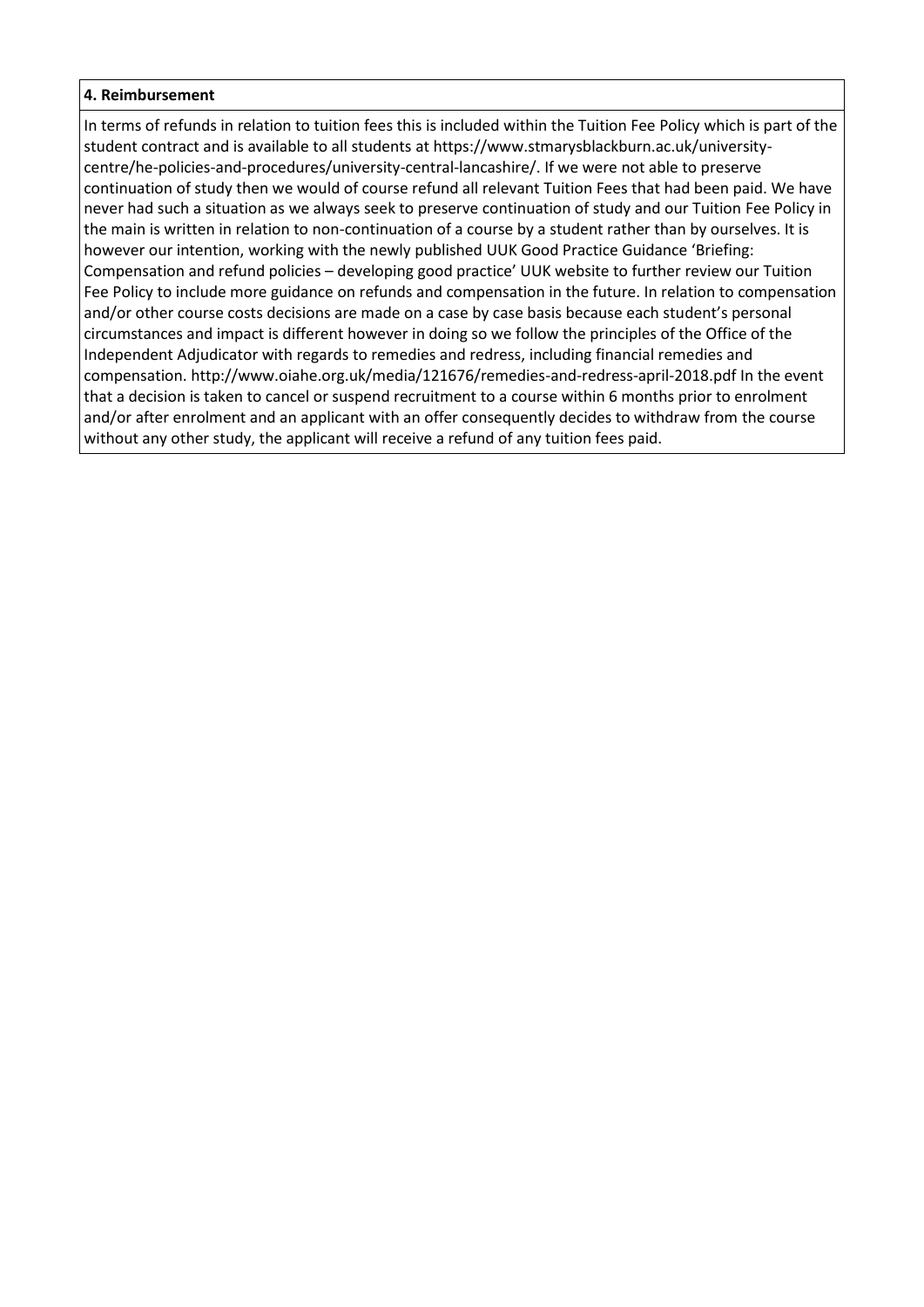**4. Reimbursement**

In terms of refunds in relation to tuition fees this is included within the Tuition Fee Policy which is part of the student contract and is available to all students at https://www.stmarysblackburn.ac.uk/university-centre/he-policies-and-procedures/university-central-lancashire/. If we were not able to preserve continuation of study then we would of course refund all relevant Tuition Fees that had been paid. We have never had such a situation as we always seek to preserve continuation of study and our Tuition Fee Policy in the main is written in relation to non-continuation of a course by a student rather than by ourselves. It is however our intention, working with the newly published UUK Good Practice Guidance 'Briefing: Compensation and refund policies – developing good practice' UUK website to further review our Tuition Fee Policy to include more guidance on refunds and compensation in the future. In relation to compensation and/or other course costs decisions are made on a case by case basis because each student's personal circumstances and impact is different however in doing so we follow the principles of the Office of the Independent Adjudicator with regards to remedies and redress, including financial remedies and compensation. http://www.oiahe.org.uk/media/121676/remedies-and-redress-april-2018.pdf In the event that a decision is taken to cancel or suspend recruitment to a course within 6 months prior to enrolment and/or after enrolment and an applicant with an offer consequently decides to withdraw from the course without any other study, the applicant will receive a refund of any tuition fees paid.